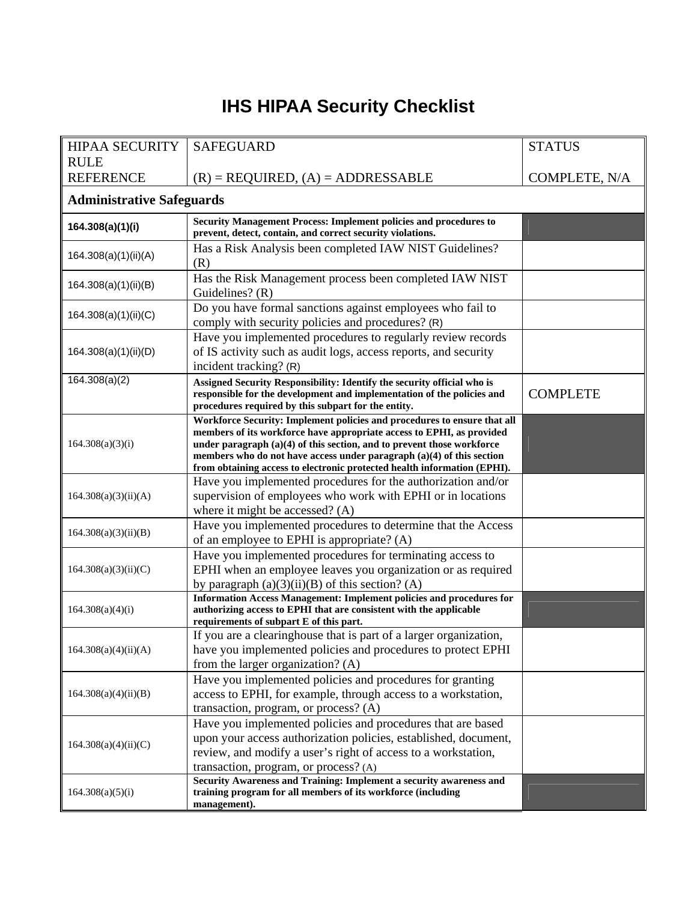# IHS HIPAA Security Checklist

| HIPAA SECURITY RULE REFERENCE | SAFEGUARD (R) = REQUIRED, (A) = ADDRESSABLE | STATUS COMPLETE, N/A |
|---|---|---|
| **Administrative Safeguards** | | |
| **164.308(a)(1)(i)** | **Security Management Process: Implement policies and procedures to prevent, detect, contain, and correct security violations.** | |
| 164.308(a)(1)(ii)(A) | Has a Risk Analysis been completed IAW NIST Guidelines? (R) | |
| 164.308(a)(1)(ii)(B) | Has the Risk Management process been completed IAW NIST Guidelines? (R) | |
| 164.308(a)(1)(ii)(C) | Do you have formal sanctions against employees who fail to comply with security policies and procedures? (R) | |
| 164.308(a)(1)(ii)(D) | Have you implemented procedures to regularly review records of IS activity such as audit logs, access reports, and security incident tracking? (R) | |
| 164.308(a)(2) | **Assigned Security Responsibility: Identify the security official who is responsible for the development and implementation of the policies and procedures required by this subpart for the entity.** | COMPLETE |
| 164.308(a)(3)(i) | **Workforce Security: Implement policies and procedures to ensure that all members of its workforce have appropriate access to EPHI, as provided under paragraph (a)(4) of this section, and to prevent those workforce members who do not have access under paragraph (a)(4) of this section from obtaining access to electronic protected health information (EPHI).** | |
| 164.308(a)(3)(ii)(A) | Have you implemented procedures for the authorization and/or supervision of employees who work with EPHI or in locations where it might be accessed? (A) | |
| 164.308(a)(3)(ii)(B) | Have you implemented procedures to determine that the Access of an employee to EPHI is appropriate? (A) | |
| 164.308(a)(3)(ii)(C) | Have you implemented procedures for terminating access to EPHI when an employee leaves you organization or as required by paragraph (a)(3)(ii)(B) of this section? (A) | |
| 164.308(a)(4)(i) | **Information Access Management: Implement policies and procedures for authorizing access to EPHI that are consistent with the applicable requirements of subpart E of this part.** | |
| 164.308(a)(4)(ii)(A) | If you are a clearinghouse that is part of a larger organization, have you implemented policies and procedures to protect EPHI from the larger organization? (A) | |
| 164.308(a)(4)(ii)(B) | Have you implemented policies and procedures for granting access to EPHI, for example, through access to a workstation, transaction, program, or process? (A) | |
| 164.308(a)(4)(ii)(C) | Have you implemented policies and procedures that are based upon your access authorization policies, established, document, review, and modify a user's right of access to a workstation, transaction, program, or process? (A) | |
| 164.308(a)(5)(i) | **Security Awareness and Training: Implement a security awareness and training program for all members of its workforce (including management).** | |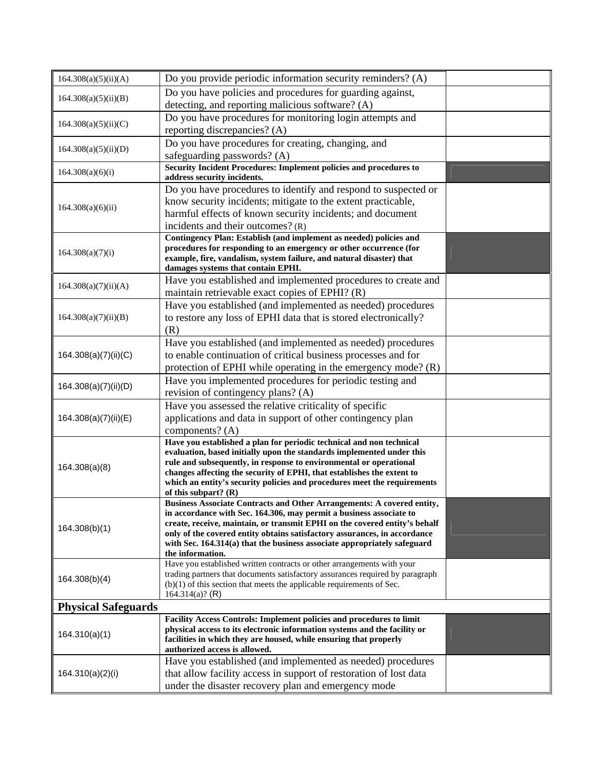| | | |
|---|---|---|
| 164.308(a)(5)(ii)(A) | Do you provide periodic information security reminders? (A) | |
| 164.308(a)(5)(ii)(B) | Do you have policies and procedures for guarding against, detecting, and reporting malicious software? (A) | |
| 164.308(a)(5)(ii)(C) | Do you have procedures for monitoring login attempts and reporting discrepancies? (A) | |
| 164.308(a)(5)(ii)(D) | Do you have procedures for creating, changing, and safeguarding passwords? (A) | |
| 164.308(a)(6)(i) | **Security Incident Procedures: Implement policies and procedures to address security incidents.** | |
| 164.308(a)(6)(ii) | Do you have procedures to identify and respond to suspected or know security incidents; mitigate to the extent practicable, harmful effects of known security incidents; and document incidents and their outcomes? (R) | |
| 164.308(a)(7)(i) | **Contingency Plan: Establish (and implement as needed) policies and procedures for responding to an emergency or other occurrence (for example, fire, vandalism, system failure, and natural disaster) that damages systems that contain EPHI.** | |
| 164.308(a)(7)(ii)(A) | Have you established and implemented procedures to create and maintain retrievable exact copies of EPHI? (R) | |
| 164.308(a)(7)(ii)(B) | Have you established (and implemented as needed) procedures to restore any loss of EPHI data that is stored electronically? (R) | |
| 164.308(a)(7)(ii)(C) | Have you established (and implemented as needed) procedures to enable continuation of critical business processes and for protection of EPHI while operating in the emergency mode? (R) | |
| 164.308(a)(7)(ii)(D) | Have you implemented procedures for periodic testing and revision of contingency plans? (A) | |
| 164.308(a)(7)(ii)(E) | Have you assessed the relative criticality of specific applications and data in support of other contingency plan components? (A) | |
| 164.308(a)(8) | **Have you established a plan for periodic technical and non technical evaluation, based initially upon the standards implemented under this rule and subsequently, in response to environmental or operational changes affecting the security of EPHI, that establishes the extent to which an entity's security policies and procedures meet the requirements of this subpart? (R)** | |
| 164.308(b)(1) | **Business Associate Contracts and Other Arrangements: A covered entity, in accordance with Sec. 164.306, may permit a business associate to create, receive, maintain, or transmit EPHI on the covered entity's behalf only of the covered entity obtains satisfactory assurances, in accordance with Sec. 164.314(a) that the business associate appropriately safeguard the information.** | |
| 164.308(b)(4) | Have you established written contracts or other arrangements with your trading partners that documents satisfactory assurances required by paragraph (b)(1) of this section that meets the applicable requirements of Sec. 164.314(a)? (R) | |
| **Physical Safeguards** | | |
| 164.310(a)(1) | **Facility Access Controls: Implement policies and procedures to limit physical access to its electronic information systems and the facility or facilities in which they are housed, while ensuring that properly authorized access is allowed.** | |
| 164.310(a)(2)(i) | Have you established (and implemented as needed) procedures that allow facility access in support of restoration of lost data under the disaster recovery plan and emergency mode | |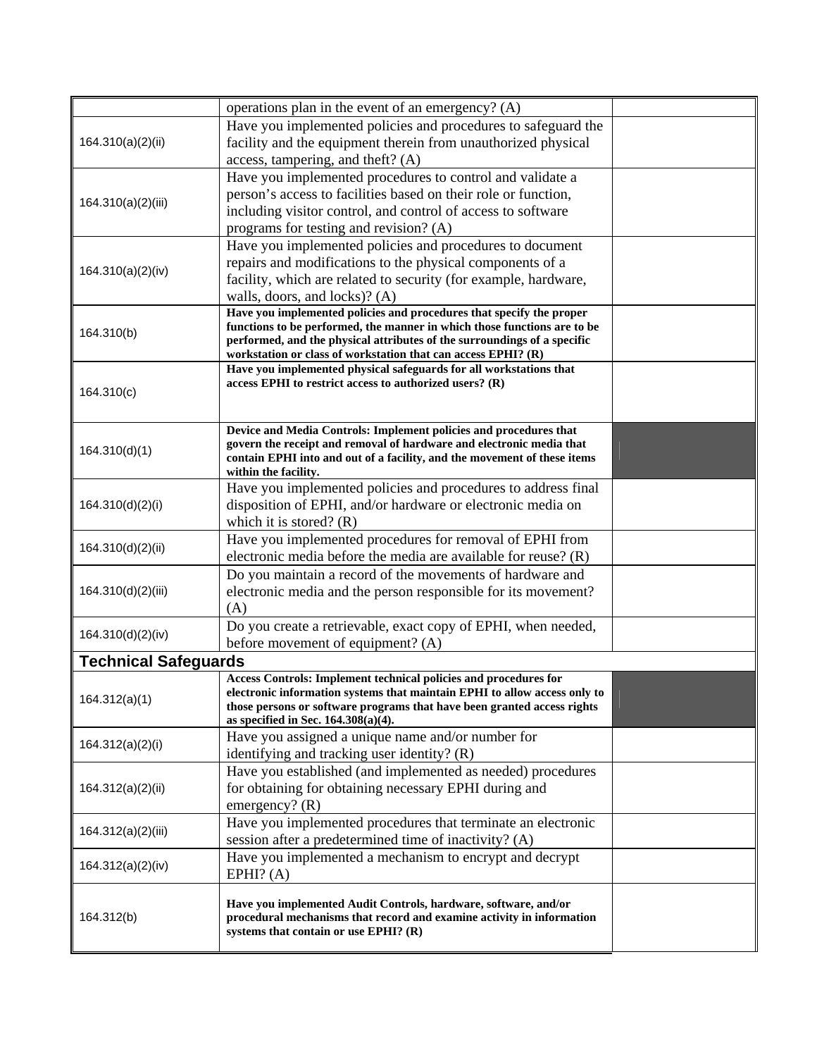|  |  |  |
|---|---|---|
|  | operations plan in the event of an emergency? (A) |  |
| 164.310(a)(2)(ii) | Have you implemented policies and procedures to safeguard the facility and the equipment therein from unauthorized physical access, tampering, and theft? (A) |  |
| 164.310(a)(2)(iii) | Have you implemented procedures to control and validate a person's access to facilities based on their role or function, including visitor control, and control of access to software programs for testing and revision? (A) |  |
| 164.310(a)(2)(iv) | Have you implemented policies and procedures to document repairs and modifications to the physical components of a facility, which are related to security (for example, hardware, walls, doors, and locks)? (A) |  |
| 164.310(b) | **Have you implemented policies and procedures that specify the proper functions to be performed, the manner in which those functions are to be performed, and the physical attributes of the surroundings of a specific workstation or class of workstation that can access EPHI? (R)** |  |
| 164.310(c) | **Have you implemented physical safeguards for all workstations that access EPHI to restrict access to authorized users? (R)** |  |
| 164.310(d)(1) | **Device and Media Controls: Implement policies and procedures that govern the receipt and removal of hardware and electronic media that contain EPHI into and out of a facility, and the movement of these items within the facility.** |  |
| 164.310(d)(2)(i) | Have you implemented policies and procedures to address final disposition of EPHI, and/or hardware or electronic media on which it is stored? (R) |  |
| 164.310(d)(2)(ii) | Have you implemented procedures for removal of EPHI from electronic media before the media are available for reuse? (R) |  |
| 164.310(d)(2)(iii) | Do you maintain a record of the movements of hardware and electronic media and the person responsible for its movement? (A) |  |
| 164.310(d)(2)(iv) | Do you create a retrievable, exact copy of EPHI, when needed, before movement of equipment? (A) |  |
| **Technical Safeguards** |  |  |
| 164.312(a)(1) | **Access Controls: Implement technical policies and procedures for electronic information systems that maintain EPHI to allow access only to those persons or software programs that have been granted access rights as specified in Sec. 164.308(a)(4).** |  |
| 164.312(a)(2)(i) | Have you assigned a unique name and/or number for identifying and tracking user identity? (R) |  |
| 164.312(a)(2)(ii) | Have you established (and implemented as needed) procedures for obtaining for obtaining necessary EPHI during and emergency? (R) |  |
| 164.312(a)(2)(iii) | Have you implemented procedures that terminate an electronic session after a predetermined time of inactivity? (A) |  |
| 164.312(a)(2)(iv) | Have you implemented a mechanism to encrypt and decrypt EPHI? (A) |  |
| 164.312(b) | **Have you implemented Audit Controls, hardware, software, and/or procedural mechanisms that record and examine activity in information systems that contain or use EPHI? (R)** |  |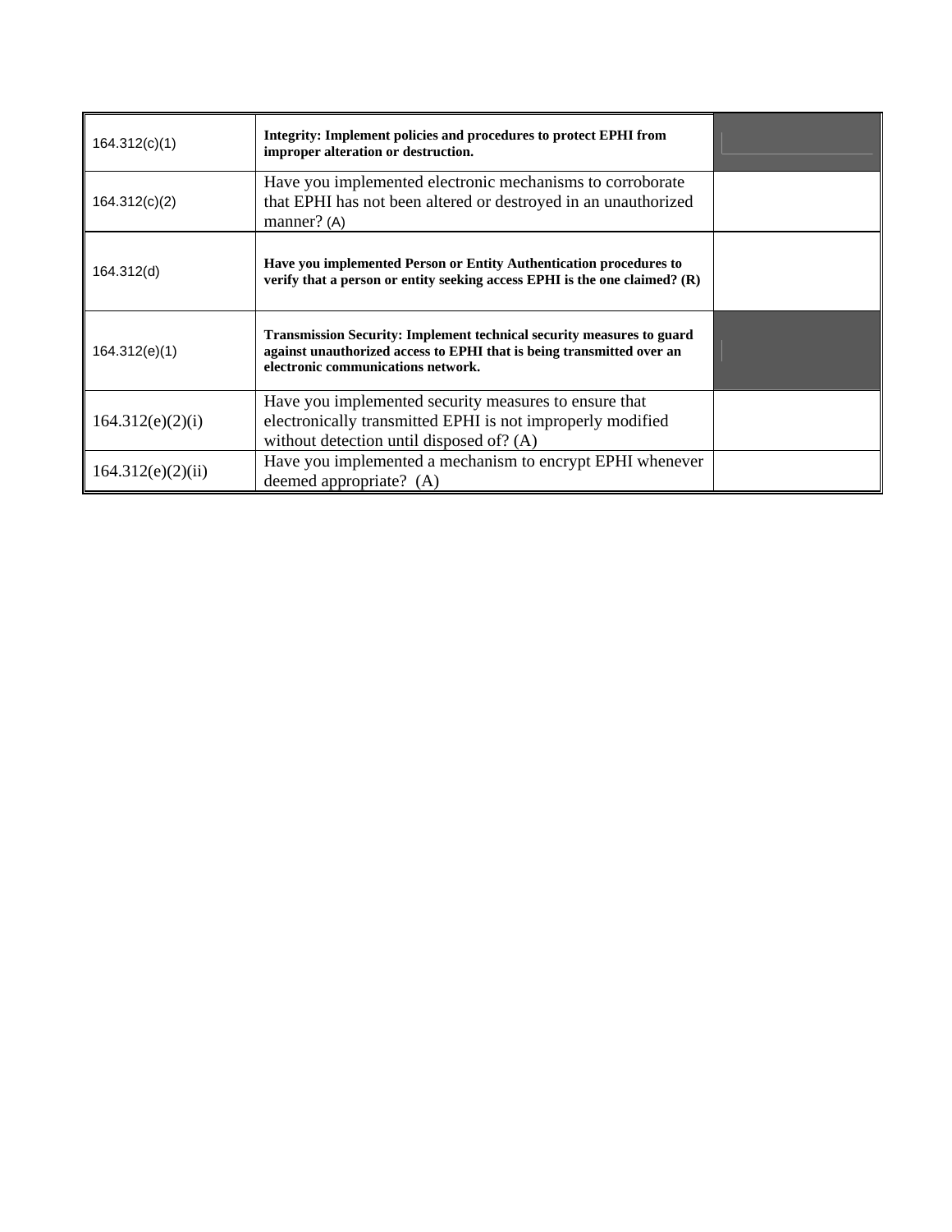| | | |
|---|---|---|
| 164.312(c)(1) | **Integrity: Implement policies and procedures to protect EPHI from improper alteration or destruction.** | |
| 164.312(c)(2) | Have you implemented electronic mechanisms to corroborate that EPHI has not been altered or destroyed in an unauthorized manner? (A) | |
| 164.312(d) | **Have you implemented Person or Entity Authentication procedures to verify that a person or entity seeking access EPHI is the one claimed? (R)** | |
| 164.312(e)(1) | **Transmission Security: Implement technical security measures to guard against unauthorized access to EPHI that is being transmitted over an electronic communications network.** | |
| 164.312(e)(2)(i) | Have you implemented security measures to ensure that electronically transmitted EPHI is not improperly modified without detection until disposed of? (A) | |
| 164.312(e)(2)(ii) | Have you implemented a mechanism to encrypt EPHI whenever deemed appropriate? (A) | |